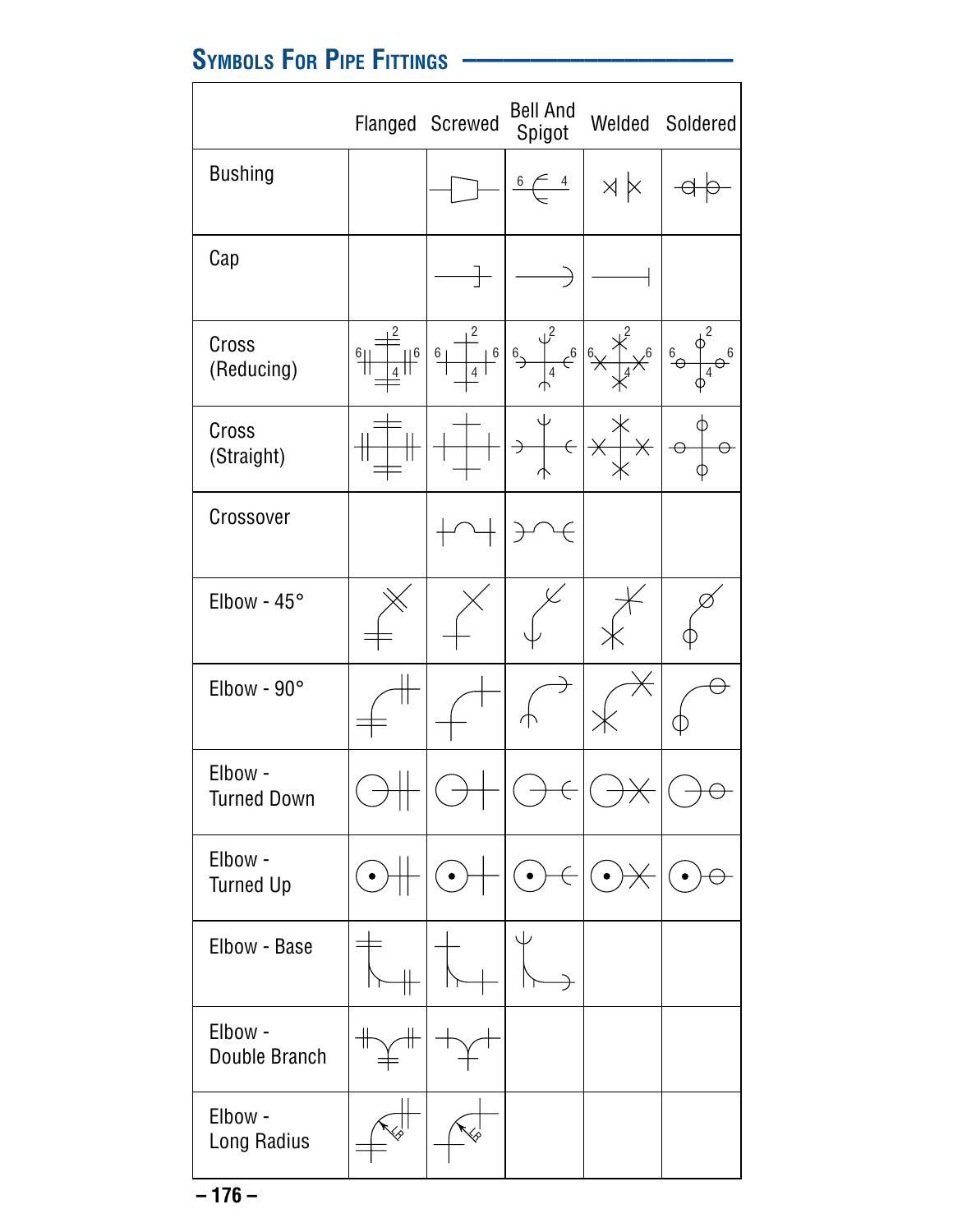## Symbols For Pipe Fittings

| | Flanged | Screwed | Bell And Spigot | Welded | Soldered |
|---|---|---|---|---|---|
| Bushing | | | 6 4 | | |
| Cap | | | | | |
| Cross (Reducing) | 2 6 6 4 | 2 6 6 4 | 2 6 6 4 | 2 6 6 4 | 2 6 6 4 |
| Cross (Straight) | | | | | |
| Crossover | | | | | |
| Elbow - 45° | | | | | |
| Elbow - 90° | | | | | |
| Elbow - Turned Down | | | | | |
| Elbow - Turned Up | | | | | |
| Elbow - Base | | | | | |
| Elbow - Double Branch | | | | | |
| Elbow - Long Radius | LR | LR | | | |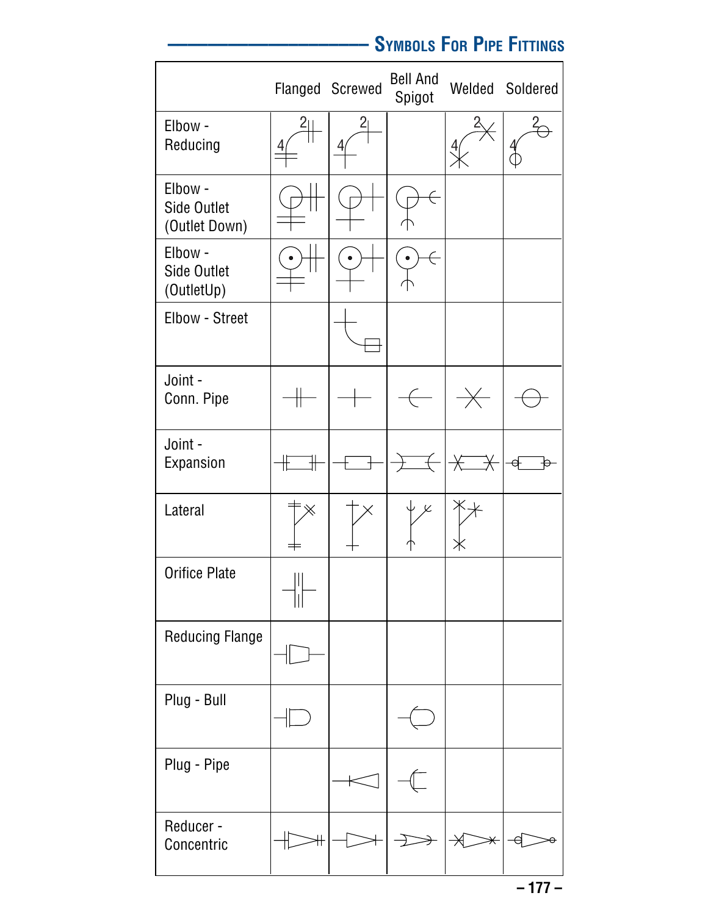## Symbols For Pipe Fittings

| | Flanged | Screwed | Bell And Spigot | Welded | Soldered |
|---|---|---|---|---|---|
| Elbow - Reducing | | | | | |
| Elbow - Side Outlet (Outlet Down) | | | | | |
| Elbow - Side Outlet (OutletUp) | | | | | |
| Elbow - Street | | | | | |
| Joint - Conn. Pipe | | | | | |
| Joint - Expansion | | | | | |
| Lateral | | | | | |
| Orifice Plate | | | | | |
| Reducing Flange | | | | | |
| Plug - Bull | | | | | |
| Plug - Pipe | | | | | |
| Reducer - Concentric | | | | | |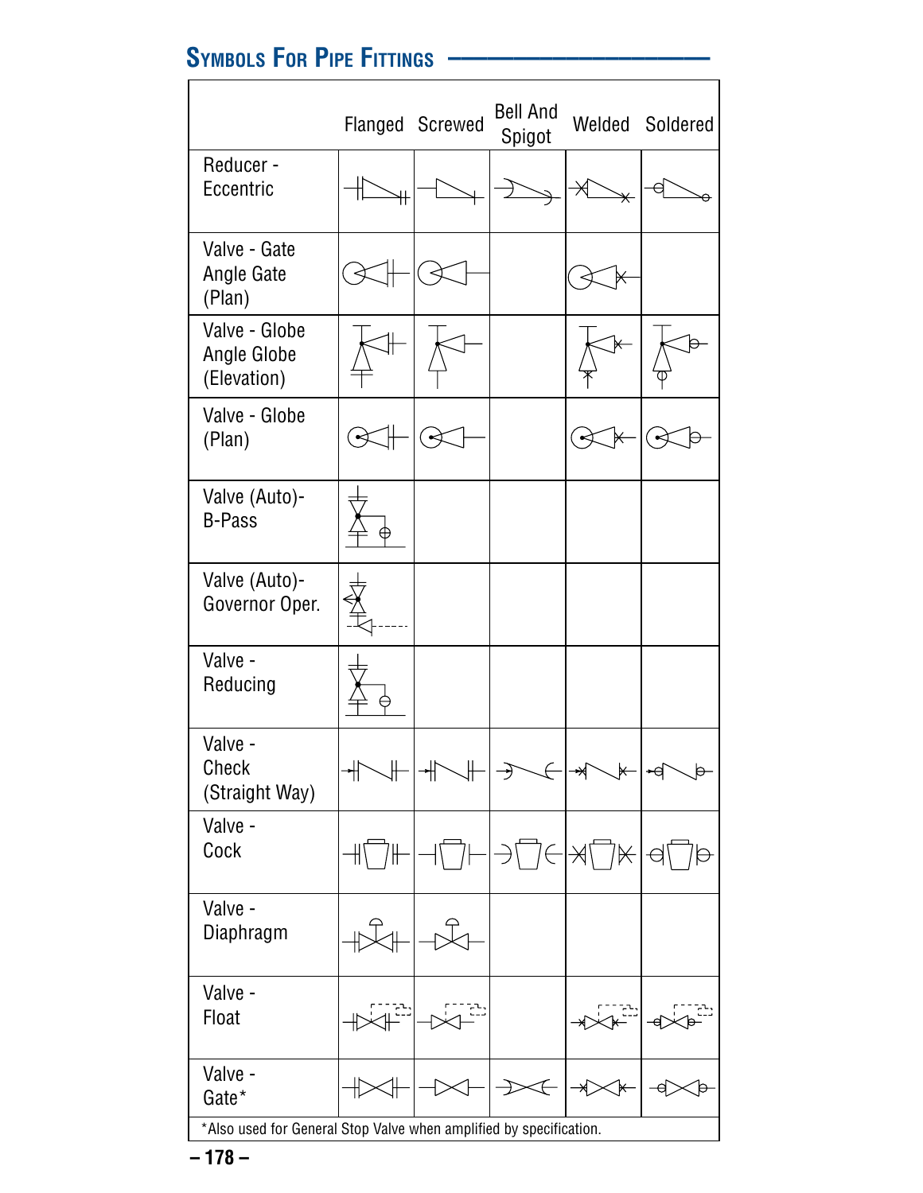## Symbols For Pipe Fittings

| | Flanged | Screwed | Bell And Spigot | Welded | Soldered |
|---|---|---|---|---|---|
| Reducer - Eccentric | | | | | |
| Valve - Gate Angle Gate (Plan) | | | | | |
| Valve - Globe Angle Globe (Elevation) | | | | | |
| Valve - Globe (Plan) | | | | | |
| Valve (Auto)- B-Pass | | | | | |
| Valve (Auto)- Governor Oper. | | | | | |
| Valve - Reducing | | | | | |
| Valve - Check (Straight Way) | | | | | |
| Valve - Cock | | | | | |
| Valve - Diaphragm | | | | | |
| Valve - Float | | | | | |
| Valve - Gate* | | | | | |

*Also used for General Stop Valve when amplified by specification.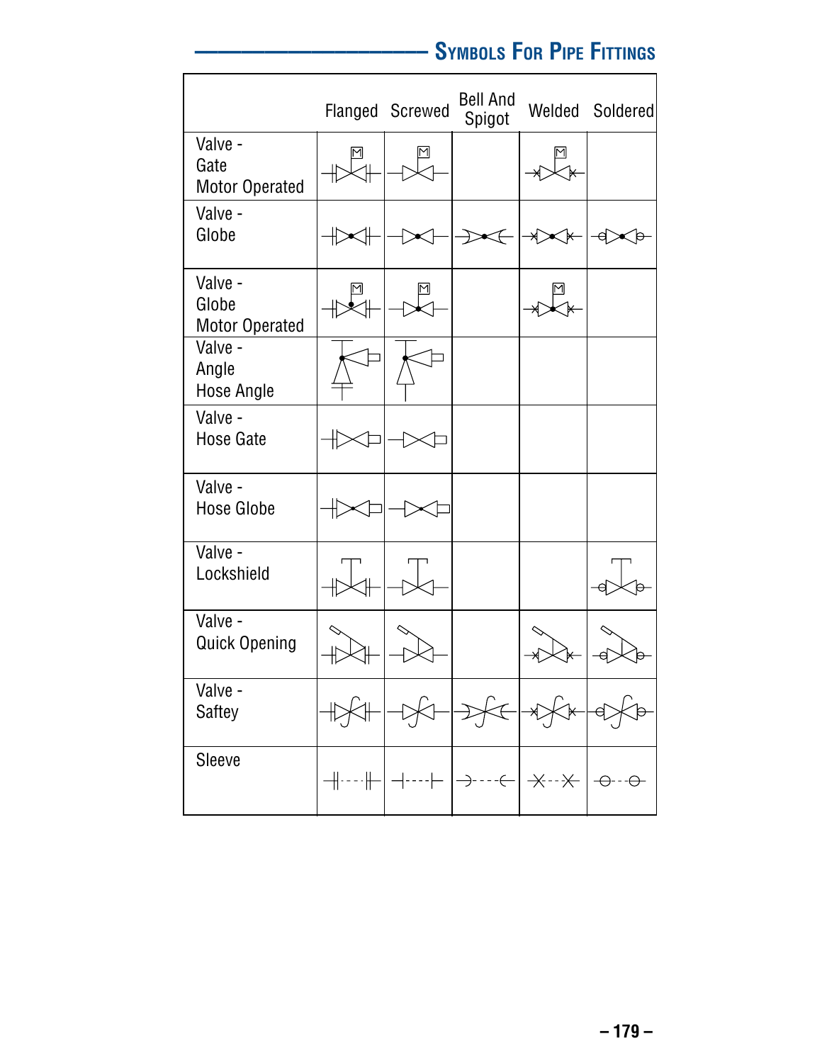# Symbols For Pipe Fittings

| | Flanged | Screwed | Bell And Spigot | Welded | Soldered |
|---|---|---|---|---|---|
| Valve - Gate Motor Operated | | | | | |
| Valve - Globe | | | | | |
| Valve - Globe Motor Operated | | | | | |
| Valve - Angle Hose Angle | | | | | |
| Valve - Hose Gate | | | | | |
| Valve - Hose Globe | | | | | |
| Valve - Lockshield | | | | | |
| Valve - Quick Opening | | | | | |
| Valve - Saftey | | | | | |
| Sleeve | | | | | |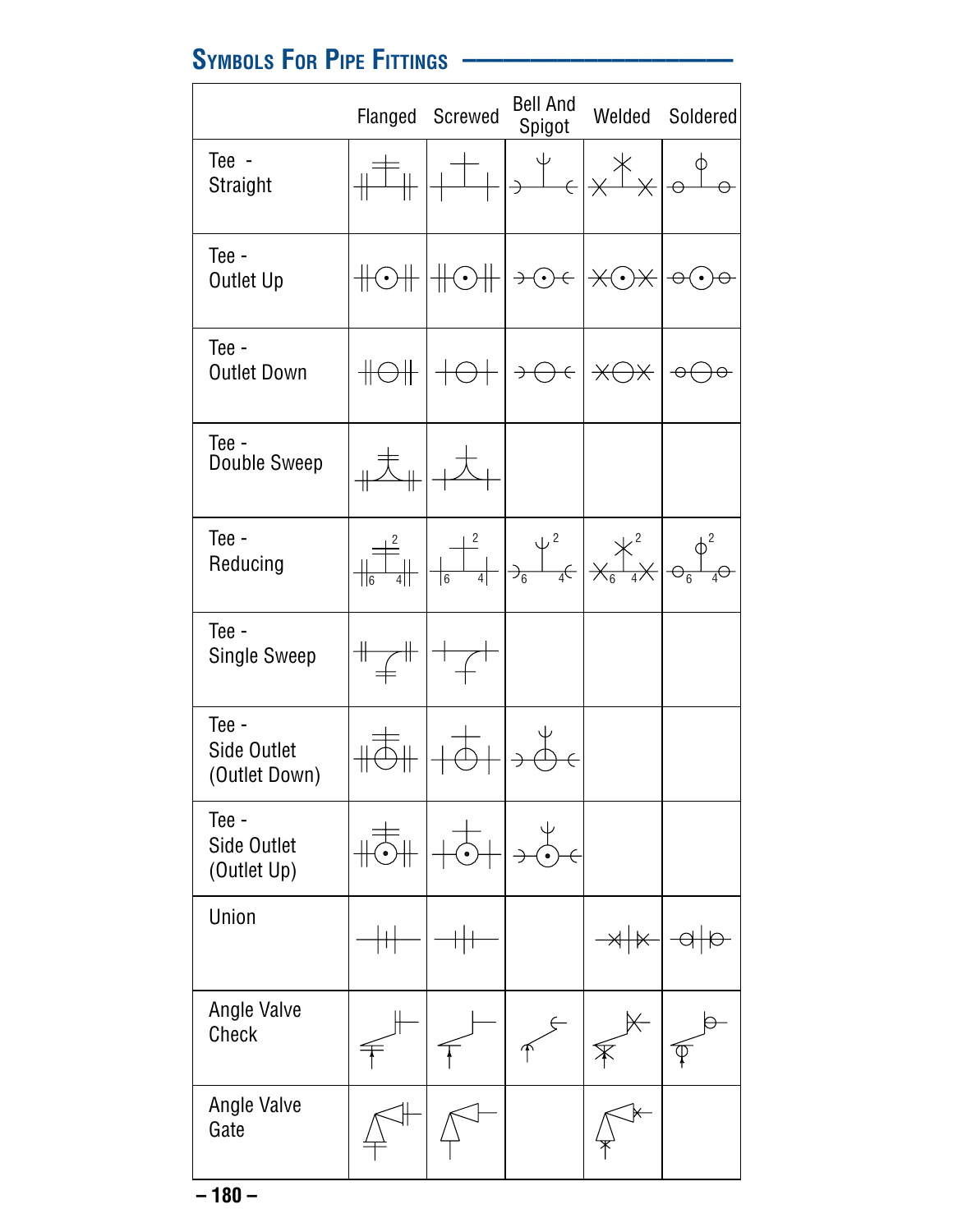## Symbols For Pipe Fittings

| | Flanged | Screwed | Bell And Spigot | Welded | Soldered |
|---|---|---|---|---|---|
| Tee - Straight | | | | | |
| Tee - Outlet Up | | | | | |
| Tee - Outlet Down | | | | | |
| Tee - Double Sweep | | | | | |
| Tee - Reducing | 2 6 4 | 2 6 4 | 2 6 4 | 2 6 4 | 2 6 4 |
| Tee - Single Sweep | | | | | |
| Tee - Side Outlet (Outlet Down) | | | | | |
| Tee - Side Outlet (Outlet Up) | | | | | |
| Union | | | | | |
| Angle Valve Check | | | | | |
| Angle Valve Gate | | | | | |